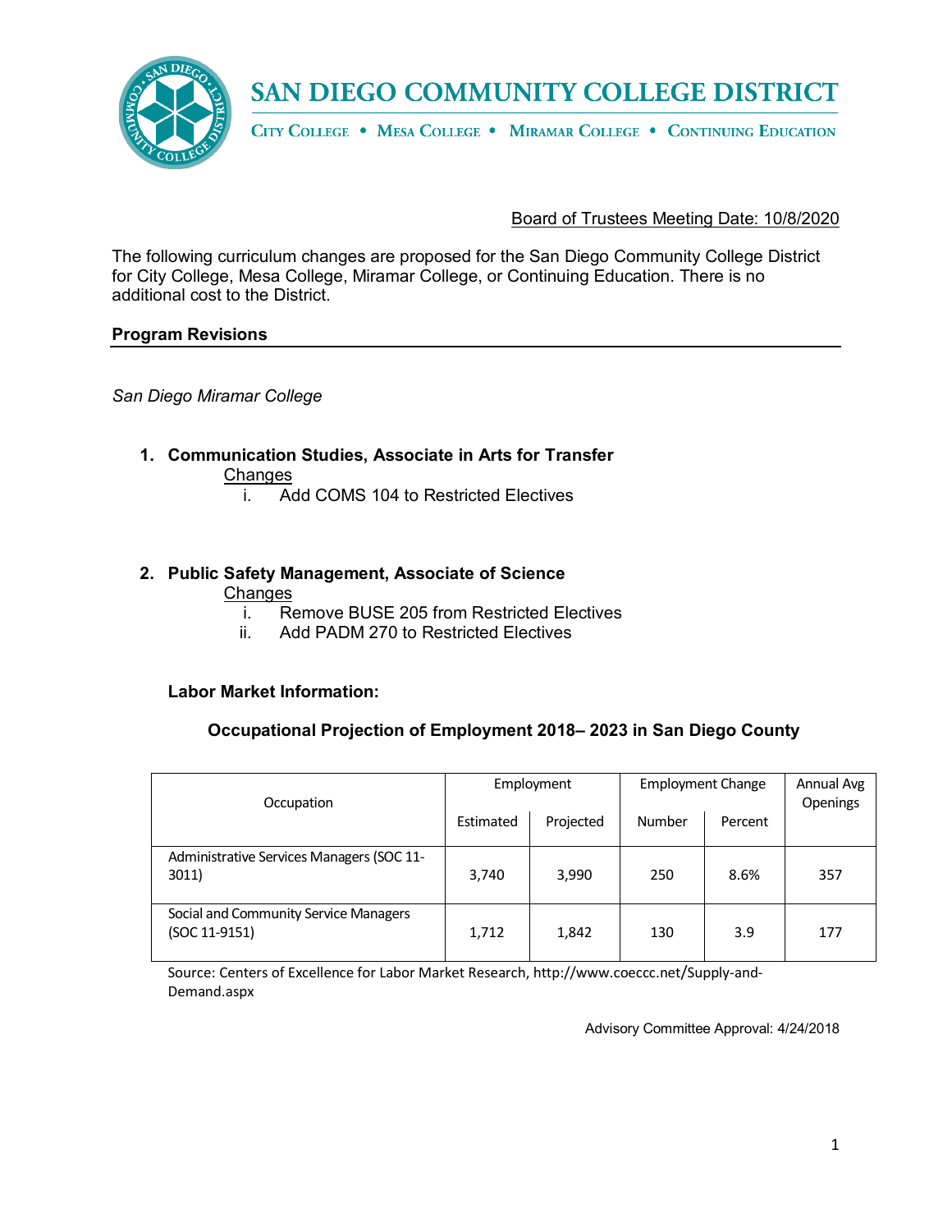# SAN DIEGO COMMUNITY COLLEGE DISTRICT

CITY COLLEGE • MESA COLLEGE • MIRAMAR COLLEGE • CONTINUING EDUCATION

Board of Trustees Meeting Date: 10/8/2020

The following curriculum changes are proposed for the San Diego Community College District for City College, Mesa College, Miramar College, or Continuing Education. There is no additional cost to the District.

## Program Revisions

*San Diego Miramar College*

1. **Communication Studies, Associate in Arts for Transfer**
   Changes
   i. Add COMS 104 to Restricted Electives

2. **Public Safety Management, Associate of Science**
   Changes
   i. Remove BUSE 205 from Restricted Electives
   ii. Add PADM 270 to Restricted Electives

**Labor Market Information:**

**Occupational Projection of Employment 2018– 2023 in San Diego County**

| Occupation | Employment | | Employment Change | | Annual Avg Openings |
|---|---|---|---|---|---|
| | Estimated | Projected | Number | Percent | |
| Administrative Services Managers (SOC 11-3011) | 3,740 | 3,990 | 250 | 8.6% | 357 |
| Social and Community Service Managers (SOC 11-9151) | 1,712 | 1,842 | 130 | 3.9 | 177 |

Source: Centers of Excellence for Labor Market Research, http://www.coeccc.net/Supply-and-Demand.aspx

Advisory Committee Approval: 4/24/2018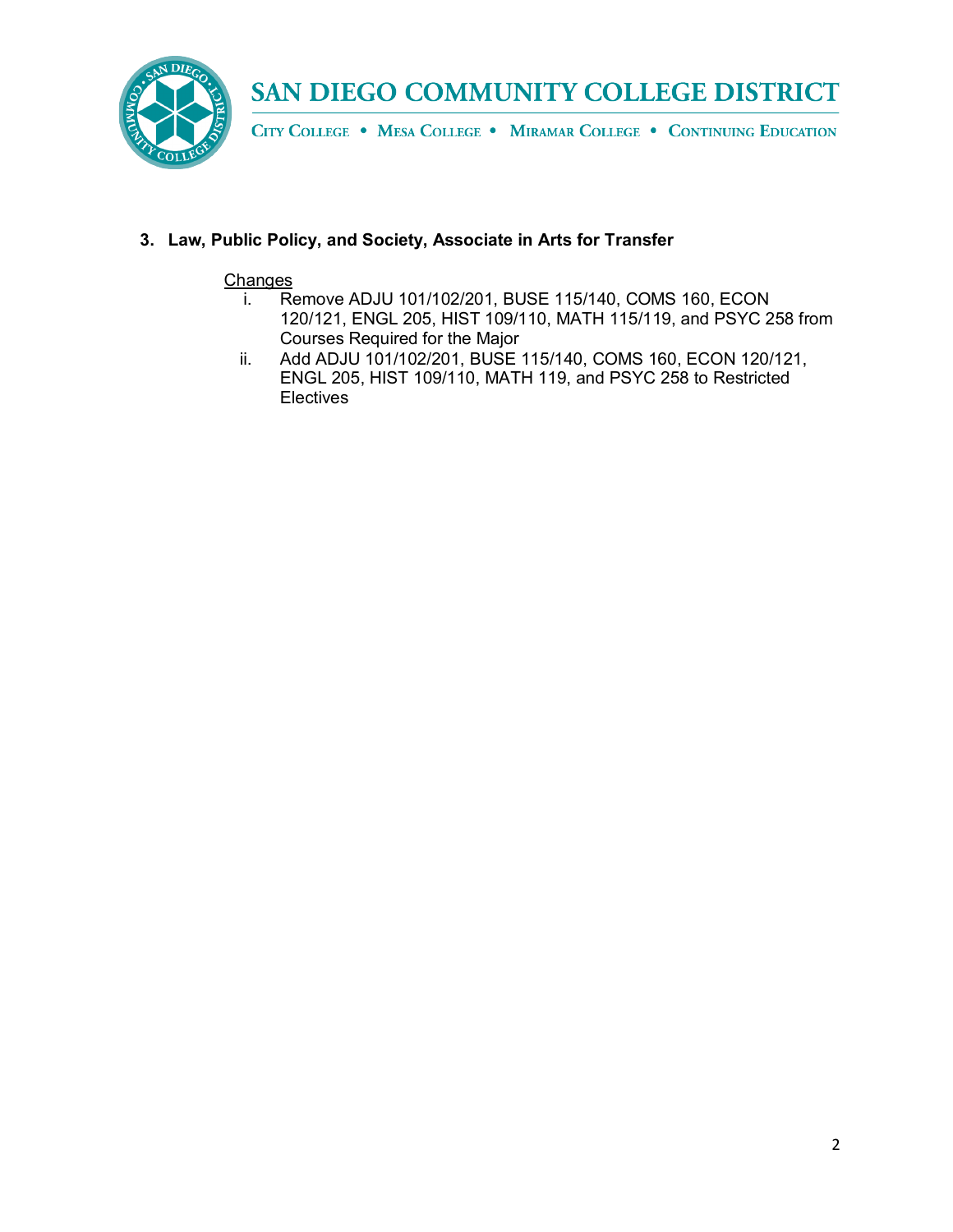3. **Law, Public Policy, and Society, Associate in Arts for Transfer**

   Changes

   i. Remove ADJU 101/102/201, BUSE 115/140, COMS 160, ECON 120/121, ENGL 205, HIST 109/110, MATH 115/119, and PSYC 258 from Courses Required for the Major

   ii. Add ADJU 101/102/201, BUSE 115/140, COMS 160, ECON 120/121, ENGL 205, HIST 109/110, MATH 119, and PSYC 258 to Restricted Electives